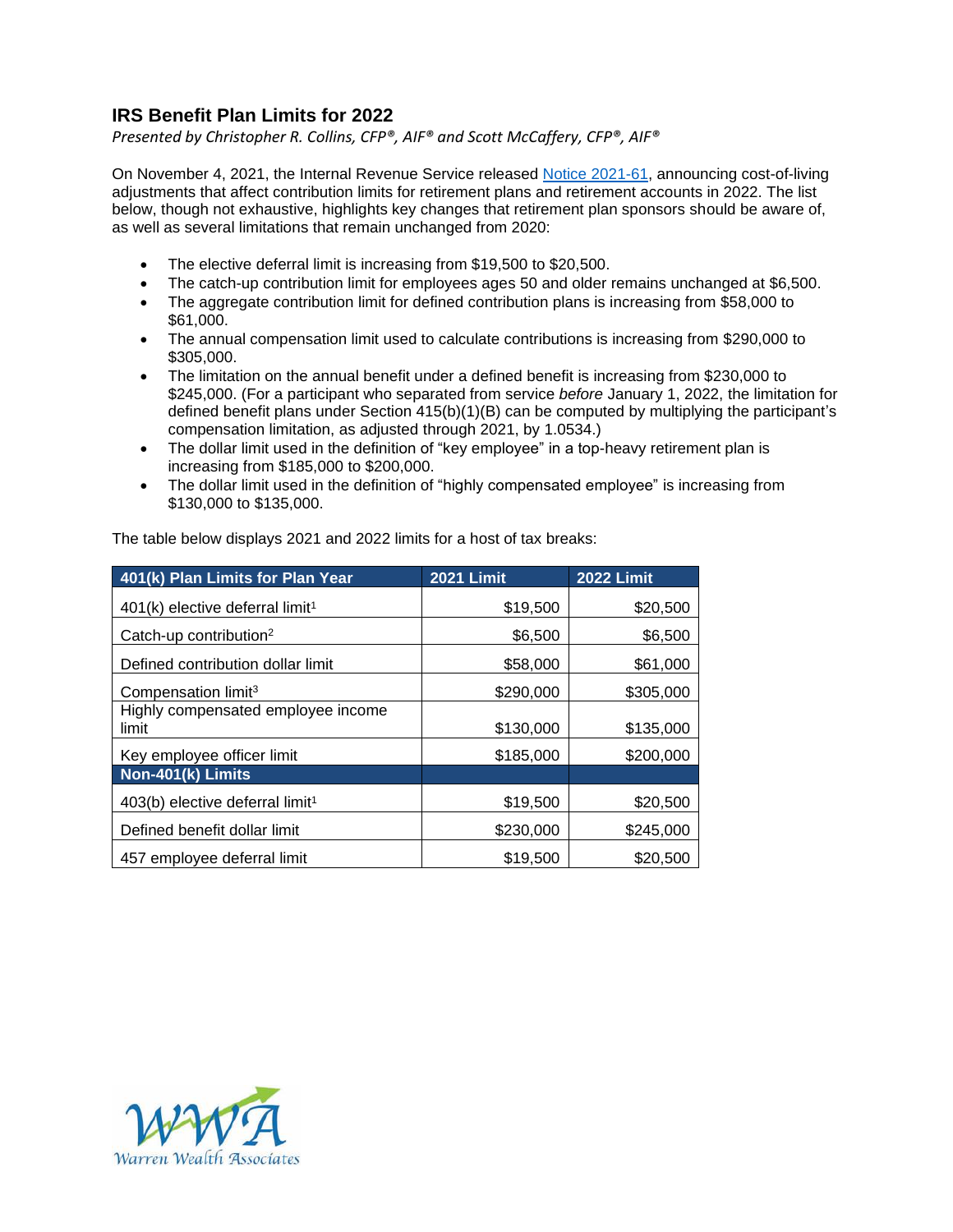## IRS Benefit Plan Limits for 2022

*Presented by Christopher R. Collins, CFP®, AIF® and Scott McCaffery, CFP®, AIF®*

On November 4, 2021, the Internal Revenue Service released Notice 2021-61, announcing cost-of-living adjustments that affect contribution limits for retirement plans and retirement accounts in 2022. The list below, though not exhaustive, highlights key changes that retirement plan sponsors should be aware of, as well as several limitations that remain unchanged from 2020:

- The elective deferral limit is increasing from $19,500 to $20,500.
- The catch-up contribution limit for employees ages 50 and older remains unchanged at $6,500.
- The aggregate contribution limit for defined contribution plans is increasing from $58,000 to $61,000.
- The annual compensation limit used to calculate contributions is increasing from $290,000 to $305,000.
- The limitation on the annual benefit under a defined benefit is increasing from $230,000 to $245,000. (For a participant who separated from service *before* January 1, 2022, the limitation for defined benefit plans under Section 415(b)(1)(B) can be computed by multiplying the participant's compensation limitation, as adjusted through 2021, by 1.0534.)
- The dollar limit used in the definition of "key employee" in a top-heavy retirement plan is increasing from $185,000 to $200,000.
- The dollar limit used in the definition of "highly compensated employee" is increasing from $130,000 to $135,000.

The table below displays 2021 and 2022 limits for a host of tax breaks:

| 401(k) Plan Limits for Plan Year | 2021 Limit | 2022 Limit |
|---|---|---|
| 401(k) elective deferral limit[1] | $19,500 | $20,500 |
| Catch-up contribution[2] | $6,500 | $6,500 |
| Defined contribution dollar limit | $58,000 | $61,000 |
| Compensation limit[3] | $290,000 | $305,000 |
| Highly compensated employee income limit | $130,000 | $135,000 |
| Key employee officer limit | $185,000 | $200,000 |
| **Non-401(k) Limits** | | |
| 403(b) elective deferral limit[1] | $19,500 | $20,500 |
| Defined benefit dollar limit | $230,000 | $245,000 |
| 457 employee deferral limit | $19,500 | $20,500 |

WWA Warren Wealth Associates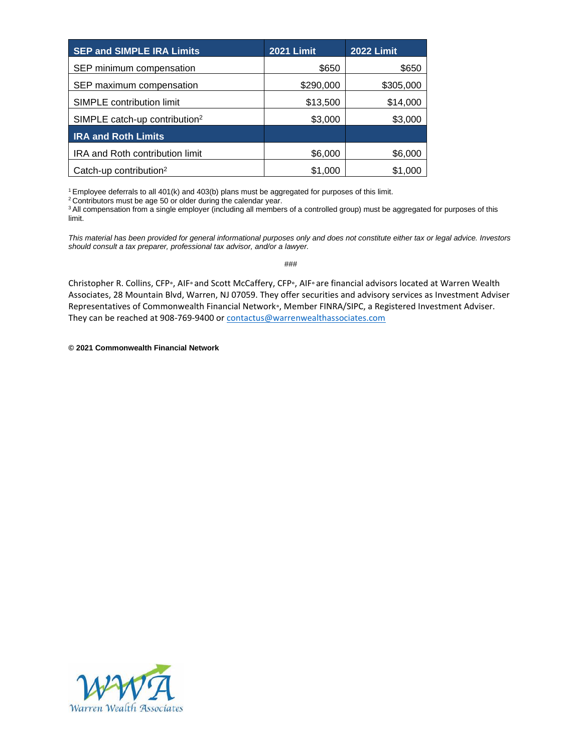| SEP and SIMPLE IRA Limits | 2021 Limit | 2022 Limit |
|---|---|---|
| SEP minimum compensation | $650 | $650 |
| SEP maximum compensation | $290,000 | $305,000 |
| SIMPLE contribution limit | $13,500 | $14,000 |
| SIMPLE catch-up contribution[2] | $3,000 | $3,000 |
| **IRA and Roth Limits** | | |
| IRA and Roth contribution limit | $6,000 | $6,000 |
| Catch-up contribution[2] | $1,000 | $1,000 |

[1] Employee deferrals to all 401(k) and 403(b) plans must be aggregated for purposes of this limit.
[2] Contributors must be age 50 or older during the calendar year.
[3] All compensation from a single employer (including all members of a controlled group) must be aggregated for purposes of this limit.

*This material has been provided for general informational purposes only and does not constitute either tax or legal advice. Investors should consult a tax preparer, professional tax advisor, and/or a lawyer.*

###

Christopher R. Collins, CFP®, AIF® and Scott McCaffery, CFP®, AIF® are financial advisors located at Warren Wealth Associates, 28 Mountain Blvd, Warren, NJ 07059. They offer securities and advisory services as Investment Adviser Representatives of Commonwealth Financial Network®, Member FINRA/SIPC, a Registered Investment Adviser. They can be reached at 908-769-9400 or contactus@warrenwealthassociates.com

**© 2021 Commonwealth Financial Network**

WWA Warren Wealth Associates